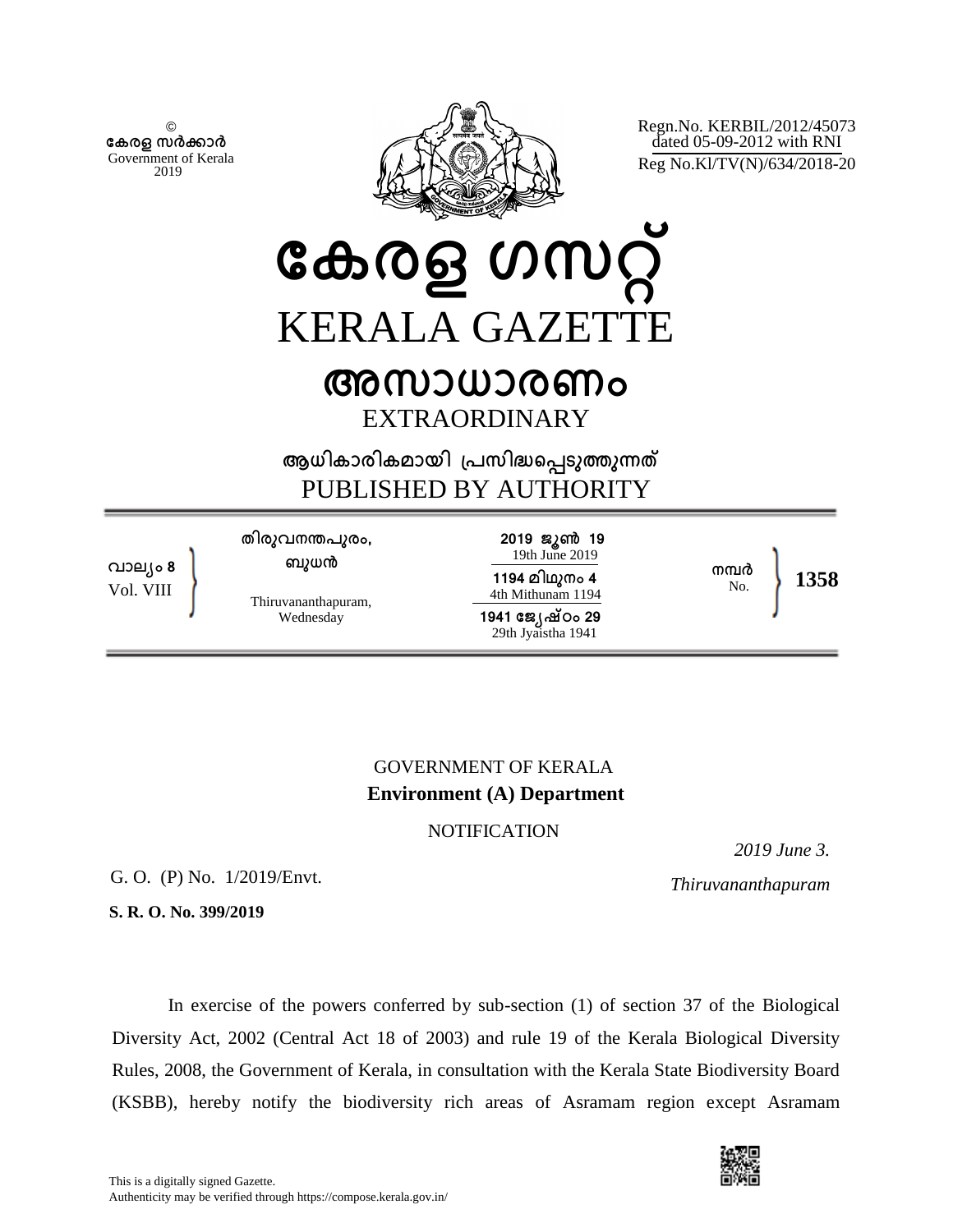© കേരള സർക്കാർ
Government of Kerala
2019

Regn.No. KERBIL/2012/45073
dated 05-09-2012 with RNI
Reg No.Kl/TV(N)/634/2018-20

# കേരള ഗസറ്റ്
# KERALA GAZETTE

## അസാധാരണം
## EXTRAORDINARY

ആധികാരികമായി പ്രസിദ്ധപ്പെടുത്തുന്നത്
PUBLISHED BY AUTHORITY

| | | | |
|---|---|---|---|
| വാല്യം 8<br>Vol. VIII | തിരുവനന്തപുരം,<br>ബുധൻ<br>Thiruvananthapuram,<br>Wednesday | 2019 ജൂൺ 19<br>19th June 2019<br>1194 മിഥുനം 4<br>4th Mithunam 1194<br>1941 ജ്യേഷ്ഠം 29<br>29th Jyaistha 1941 | നമ്പർ<br>No. **1358** |

GOVERNMENT OF KERALA
**Environment (A) Department**

NOTIFICATION

*2019 June 3.*

G. O. (P) No. 1/2019/Envt. *Thiruvananthapuram*

**S. R. O. No. 399/2019**

In exercise of the powers conferred by sub-section (1) of section 37 of the Biological Diversity Act, 2002 (Central Act 18 of 2003) and rule 19 of the Kerala Biological Diversity Rules, 2008, the Government of Kerala, in consultation with the Kerala State Biodiversity Board (KSBB), hereby notify the biodiversity rich areas of Asramam region except Asramam

This is a digitally signed Gazette.
Authenticity may be verified through https://compose.kerala.gov.in/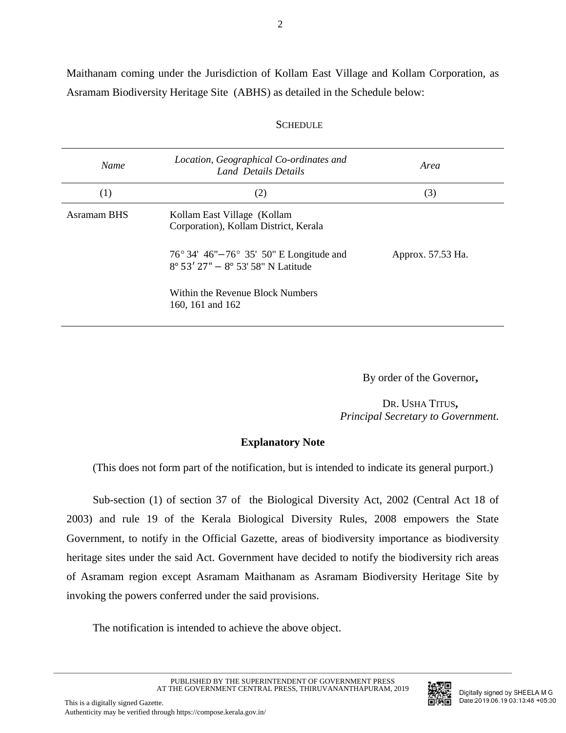Maithanam coming under the Jurisdiction of Kollam East Village and Kollam Corporation, as Asramam Biodiversity Heritage Site (ABHS) as detailed in the Schedule below:

SCHEDULE

| *Name* | *Location, Geographical Co-ordinates and Land Details Details* | *Area* |
|---|---|---|
| (1) | (2) | (3) |
| Asramam BHS | Kollam East Village (Kollam Corporation), Kollam District, Kerala<br><br>76° 34' 46"–76° 35' 50" E Longitude and 8° 53′ 27" – 8° 53' 58" N Latitude<br><br>Within the Revenue Block Numbers 160, 161 and 162 | Approx. 57.53 Ha. |

By order of the Governor,

DR. USHA TITUS,
*Principal Secretary to Government.*

**Explanatory Note**

(This does not form part of the notification, but is intended to indicate its general purport.)

Sub-section (1) of section 37 of the Biological Diversity Act, 2002 (Central Act 18 of 2003) and rule 19 of the Kerala Biological Diversity Rules, 2008 empowers the State Government, to notify in the Official Gazette, areas of biodiversity importance as biodiversity heritage sites under the said Act. Government have decided to notify the biodiversity rich areas of Asramam region except Asramam Maithanam as Asramam Biodiversity Heritage Site by invoking the powers conferred under the said provisions.

The notification is intended to achieve the above object.

PUBLISHED BY THE SUPERINTENDENT OF GOVERNMENT PRESS
AT THE GOVERNMENT CENTRAL PRESS, THIRUVANANTHAPURAM, 2019

This is a digitally signed Gazette.
Authenticity may be verified through https://compose.kerala.gov.in/

Digitally signed by SHEELA M G
Date:2019.06.19 03:13:48 +05:30